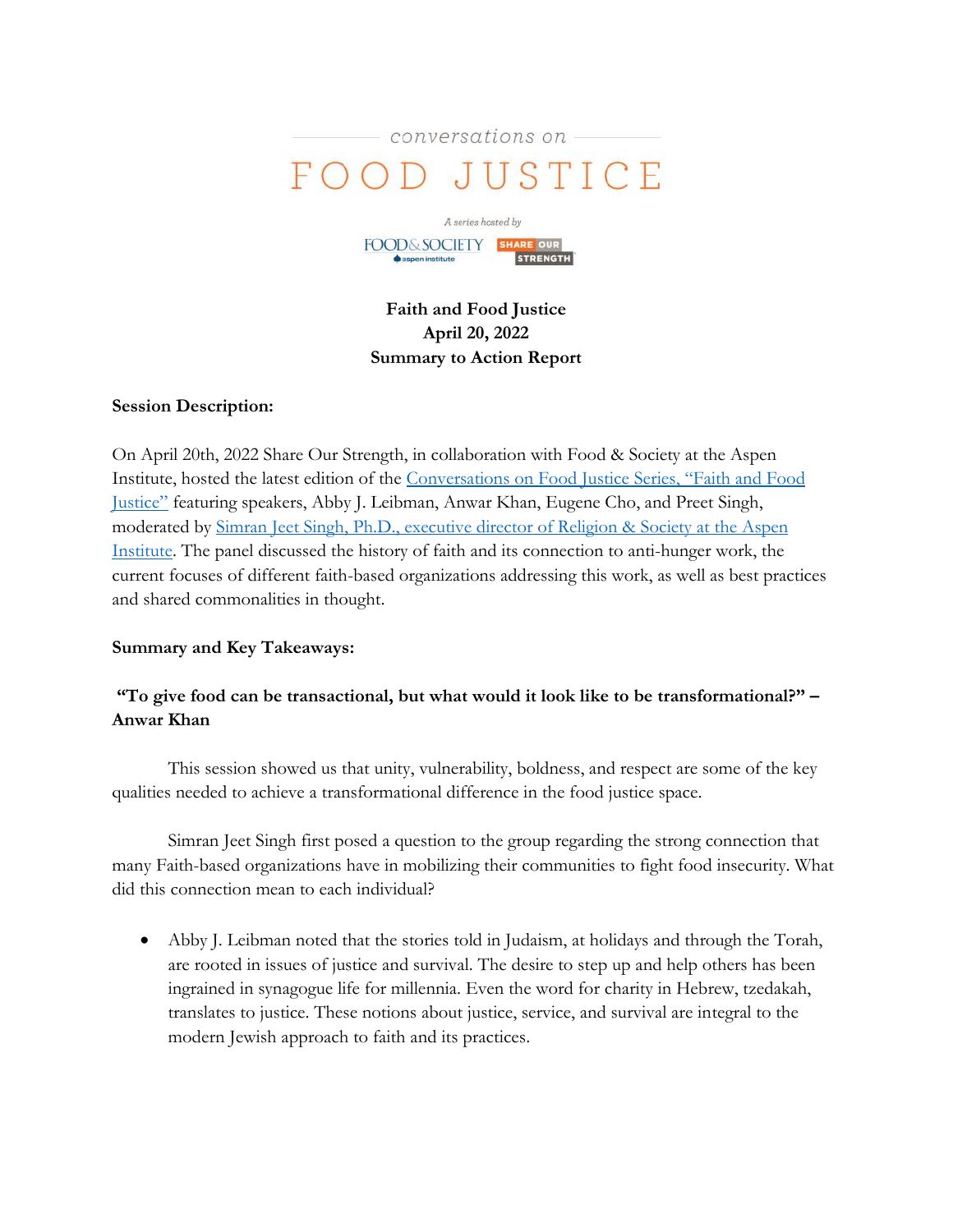conversations on

# FOOD JUSTICE

A series hosted by

FOOD & SOCIETY aspen institute | SHARE OUR STRENGTH

**Faith and Food Justice**
**April 20, 2022**
**Summary to Action Report**

**Session Description:**

On April 20th, 2022 Share Our Strength, in collaboration with Food & Society at the Aspen Institute, hosted the latest edition of the Conversations on Food Justice Series, "Faith and Food Justice" featuring speakers, Abby J. Leibman, Anwar Khan, Eugene Cho, and Preet Singh, moderated by Simran Jeet Singh, Ph.D., executive director of Religion & Society at the Aspen Institute. The panel discussed the history of faith and its connection to anti-hunger work, the current focuses of different faith-based organizations addressing this work, as well as best practices and shared commonalities in thought.

**Summary and Key Takeaways:**

**"To give food can be transactional, but what would it look like to be transformational?" – Anwar Khan**

This session showed us that unity, vulnerability, boldness, and respect are some of the key qualities needed to achieve a transformational difference in the food justice space.

Simran Jeet Singh first posed a question to the group regarding the strong connection that many Faith-based organizations have in mobilizing their communities to fight food insecurity. What did this connection mean to each individual?

- Abby J. Leibman noted that the stories told in Judaism, at holidays and through the Torah, are rooted in issues of justice and survival. The desire to step up and help others has been ingrained in synagogue life for millennia. Even the word for charity in Hebrew, tzedakah, translates to justice. These notions about justice, service, and survival are integral to the modern Jewish approach to faith and its practices.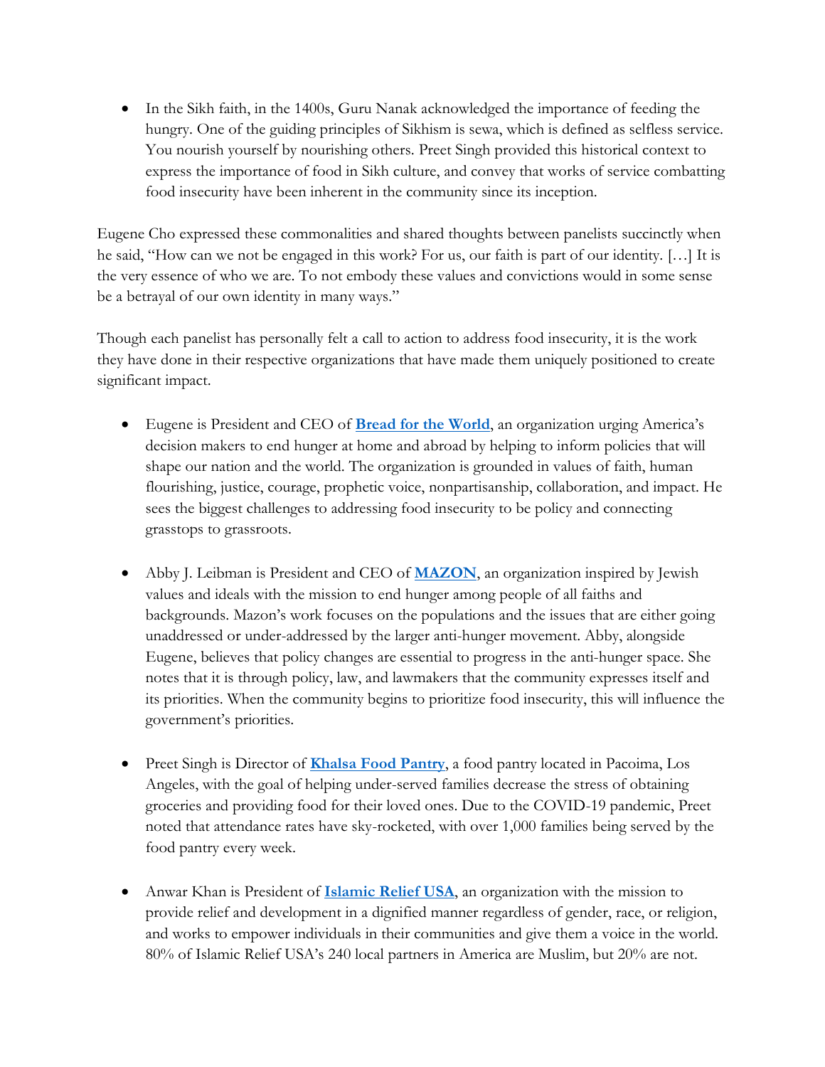- In the Sikh faith, in the 1400s, Guru Nanak acknowledged the importance of feeding the hungry. One of the guiding principles of Sikhism is sewa, which is defined as selfless service. You nourish yourself by nourishing others. Preet Singh provided this historical context to express the importance of food in Sikh culture, and convey that works of service combatting food insecurity have been inherent in the community since its inception.

Eugene Cho expressed these commonalities and shared thoughts between panelists succinctly when he said, "How can we not be engaged in this work? For us, our faith is part of our identity. […] It is the very essence of who we are. To not embody these values and convictions would in some sense be a betrayal of our own identity in many ways."

Though each panelist has personally felt a call to action to address food insecurity, it is the work they have done in their respective organizations that have made them uniquely positioned to create significant impact.

- Eugene is President and CEO of **Bread for the World**, an organization urging America's decision makers to end hunger at home and abroad by helping to inform policies that will shape our nation and the world. The organization is grounded in values of faith, human flourishing, justice, courage, prophetic voice, nonpartisanship, collaboration, and impact. He sees the biggest challenges to addressing food insecurity to be policy and connecting grasstops to grassroots.

- Abby J. Leibman is President and CEO of **MAZON**, an organization inspired by Jewish values and ideals with the mission to end hunger among people of all faiths and backgrounds. Mazon's work focuses on the populations and the issues that are either going unaddressed or under-addressed by the larger anti-hunger movement. Abby, alongside Eugene, believes that policy changes are essential to progress in the anti-hunger space. She notes that it is through policy, law, and lawmakers that the community expresses itself and its priorities. When the community begins to prioritize food insecurity, this will influence the government's priorities.

- Preet Singh is Director of **Khalsa Food Pantry**, a food pantry located in Pacoima, Los Angeles, with the goal of helping under-served families decrease the stress of obtaining groceries and providing food for their loved ones. Due to the COVID-19 pandemic, Preet noted that attendance rates have sky-rocketed, with over 1,000 families being served by the food pantry every week.

- Anwar Khan is President of **Islamic Relief USA**, an organization with the mission to provide relief and development in a dignified manner regardless of gender, race, or religion, and works to empower individuals in their communities and give them a voice in the world. 80% of Islamic Relief USA's 240 local partners in America are Muslim, but 20% are not.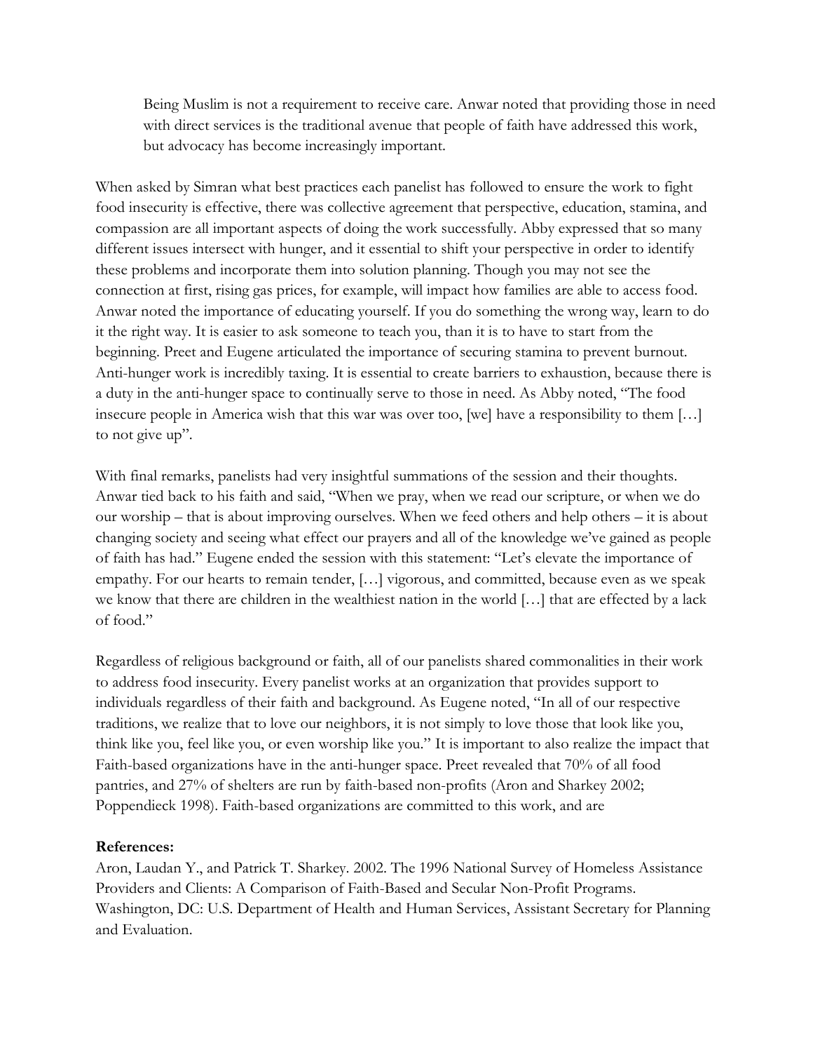> Being Muslim is not a requirement to receive care. Anwar noted that providing those in need with direct services is the traditional avenue that people of faith have addressed this work, but advocacy has become increasingly important.

When asked by Simran what best practices each panelist has followed to ensure the work to fight food insecurity is effective, there was collective agreement that perspective, education, stamina, and compassion are all important aspects of doing the work successfully. Abby expressed that so many different issues intersect with hunger, and it essential to shift your perspective in order to identify these problems and incorporate them into solution planning. Though you may not see the connection at first, rising gas prices, for example, will impact how families are able to access food. Anwar noted the importance of educating yourself. If you do something the wrong way, learn to do it the right way. It is easier to ask someone to teach you, than it is to have to start from the beginning. Preet and Eugene articulated the importance of securing stamina to prevent burnout. Anti-hunger work is incredibly taxing. It is essential to create barriers to exhaustion, because there is a duty in the anti-hunger space to continually serve to those in need. As Abby noted, "The food insecure people in America wish that this war was over too, [we] have a responsibility to them […] to not give up".

With final remarks, panelists had very insightful summations of the session and their thoughts. Anwar tied back to his faith and said, "When we pray, when we read our scripture, or when we do our worship – that is about improving ourselves. When we feed others and help others – it is about changing society and seeing what effect our prayers and all of the knowledge we've gained as people of faith has had." Eugene ended the session with this statement: "Let's elevate the importance of empathy. For our hearts to remain tender, […] vigorous, and committed, because even as we speak we know that there are children in the wealthiest nation in the world […] that are effected by a lack of food."

Regardless of religious background or faith, all of our panelists shared commonalities in their work to address food insecurity. Every panelist works at an organization that provides support to individuals regardless of their faith and background. As Eugene noted, "In all of our respective traditions, we realize that to love our neighbors, it is not simply to love those that look like you, think like you, feel like you, or even worship like you." It is important to also realize the impact that Faith-based organizations have in the anti-hunger space. Preet revealed that 70% of all food pantries, and 27% of shelters are run by faith-based non-profits (Aron and Sharkey 2002; Poppendieck 1998). Faith-based organizations are committed to this work, and are

**References:**

Aron, Laudan Y., and Patrick T. Sharkey. 2002. The 1996 National Survey of Homeless Assistance Providers and Clients: A Comparison of Faith-Based and Secular Non-Profit Programs. Washington, DC: U.S. Department of Health and Human Services, Assistant Secretary for Planning and Evaluation.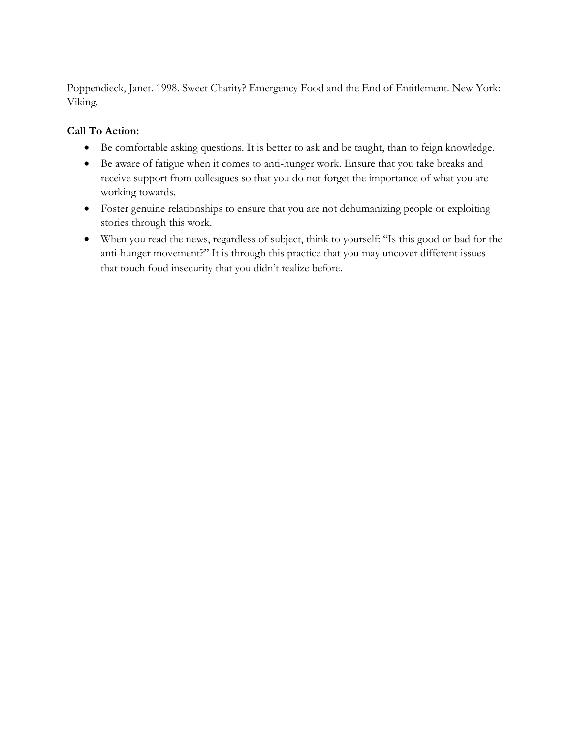Poppendieck, Janet. 1998. Sweet Charity? Emergency Food and the End of Entitlement. New York: Viking.

**Call To Action:**

- Be comfortable asking questions. It is better to ask and be taught, than to feign knowledge.
- Be aware of fatigue when it comes to anti-hunger work. Ensure that you take breaks and receive support from colleagues so that you do not forget the importance of what you are working towards.
- Foster genuine relationships to ensure that you are not dehumanizing people or exploiting stories through this work.
- When you read the news, regardless of subject, think to yourself: "Is this good or bad for the anti-hunger movement?" It is through this practice that you may uncover different issues that touch food insecurity that you didn't realize before.